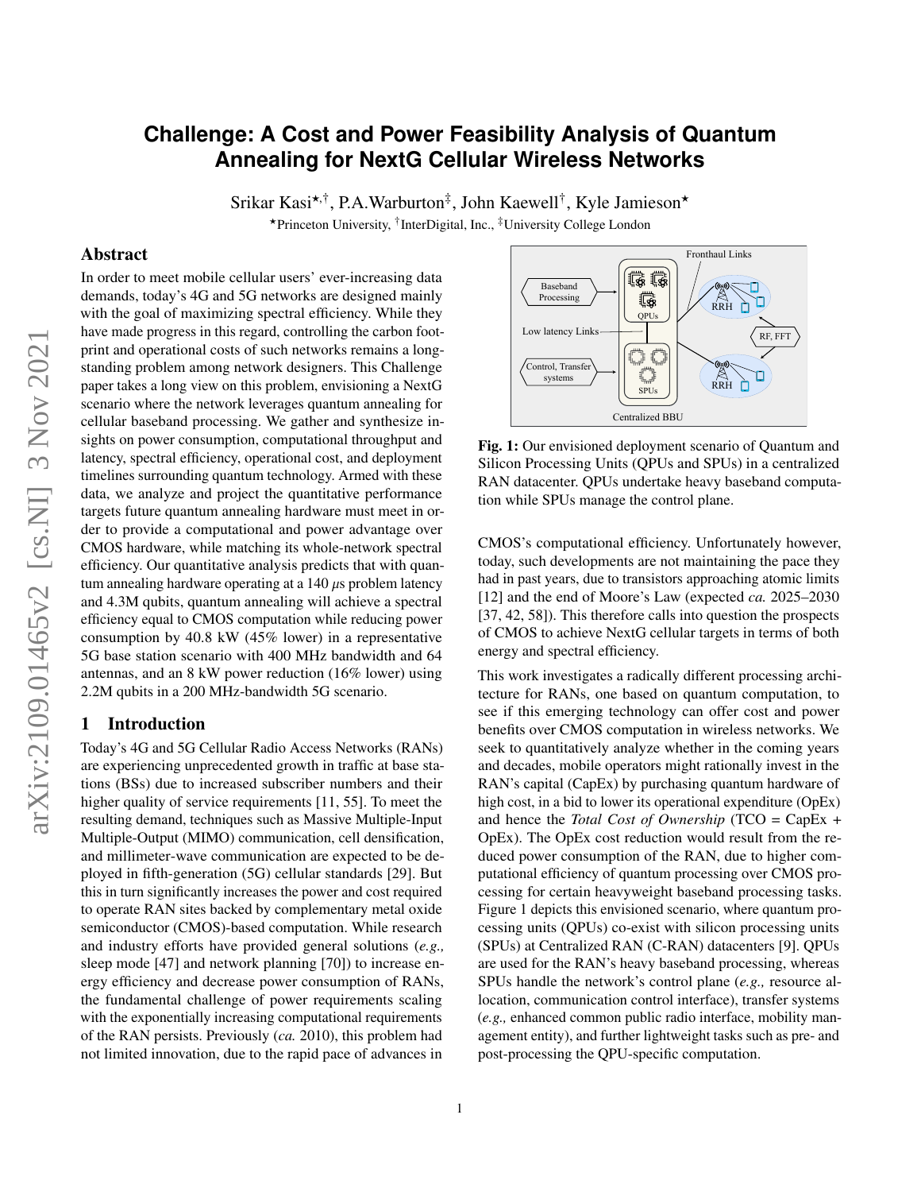# Challenge: A Cost and Power Feasibility Analysis of Quantum Annealing for NextG Cellular Wireless Networks

Srikar Kasi[⋆,†], P.A.Warburton[‡], John Kaewell[†], Kyle Jamieson[⋆]

[⋆]Princeton University, [†]InterDigital, Inc., [‡]University College London

## Abstract

In order to meet mobile cellular users' ever-increasing data demands, today's 4G and 5G networks are designed mainly with the goal of maximizing spectral efficiency. While they have made progress in this regard, controlling the carbon footprint and operational costs of such networks remains a longstanding problem among network designers. This Challenge paper takes a long view on this problem, envisioning a NextG scenario where the network leverages quantum annealing for cellular baseband processing. We gather and synthesize insights on power consumption, computational throughput and latency, spectral efficiency, operational cost, and deployment timelines surrounding quantum technology. Armed with these data, we analyze and project the quantitative performance targets future quantum annealing hardware must meet in order to provide a computational and power advantage over CMOS hardware, while matching its whole-network spectral efficiency. Our quantitative analysis predicts that with quantum annealing hardware operating at a 140 $\mu$s problem latency and 4.3M qubits, quantum annealing will achieve a spectral efficiency equal to CMOS computation while reducing power consumption by 40.8 kW (45% lower) in a representative 5G base station scenario with 400 MHz bandwidth and 64 antennas, and an 8 kW power reduction (16% lower) using 2.2M qubits in a 200 MHz-bandwidth 5G scenario.

## 1 Introduction

Today's 4G and 5G Cellular Radio Access Networks (RANs) are experiencing unprecedented growth in traffic at base stations (BSs) due to increased subscriber numbers and their higher quality of service requirements [11, 55]. To meet the resulting demand, techniques such as Massive Multiple-Input Multiple-Output (MIMO) communication, cell densification, and millimeter-wave communication are expected to be deployed in fifth-generation (5G) cellular standards [29]. But this in turn significantly increases the power and cost required to operate RAN sites backed by complementary metal oxide semiconductor (CMOS)-based computation. While research and industry efforts have provided general solutions (*e.g.,* sleep mode [47] and network planning [70]) to increase energy efficiency and decrease power consumption of RANs, the fundamental challenge of power requirements scaling with the exponentially increasing computational requirements of the RAN persists. Previously (*ca.* 2010), this problem had not limited innovation, due to the rapid pace of advances in CMOS's computational efficiency. Unfortunately however, today, such developments are not maintaining the pace they had in past years, due to transistors approaching atomic limits [12] and the end of Moore's Law (expected *ca.* 2025–2030 [37, 42, 58]). This therefore calls into question the prospects of CMOS to achieve NextG cellular targets in terms of both energy and spectral efficiency.

**Fig. 1:** Our envisioned deployment scenario of Quantum and Silicon Processing Units (QPUs and SPUs) in a centralized RAN datacenter. QPUs undertake heavy baseband computation while SPUs manage the control plane.

This work investigates a radically different processing architecture for RANs, one based on quantum computation, to see if this emerging technology can offer cost and power benefits over CMOS computation in wireless networks. We seek to quantitatively analyze whether in the coming years and decades, mobile operators might rationally invest in the RAN's capital (CapEx) by purchasing quantum hardware of high cost, in a bid to lower its operational expenditure (OpEx) and hence the *Total Cost of Ownership* (TCO = CapEx + OpEx). The OpEx cost reduction would result from the reduced power consumption of the RAN, due to higher computational efficiency of quantum processing over CMOS processing for certain heavyweight baseband processing tasks. Figure 1 depicts this envisioned scenario, where quantum processing units (QPUs) co-exist with silicon processing units (SPUs) at Centralized RAN (C-RAN) datacenters [9]. QPUs are used for the RAN's heavy baseband processing, whereas SPUs handle the network's control plane (*e.g.,* resource allocation, communication control interface), transfer systems (*e.g.,* enhanced common public radio interface, mobility management entity), and further lightweight tasks such as pre- and post-processing the QPU-specific computation.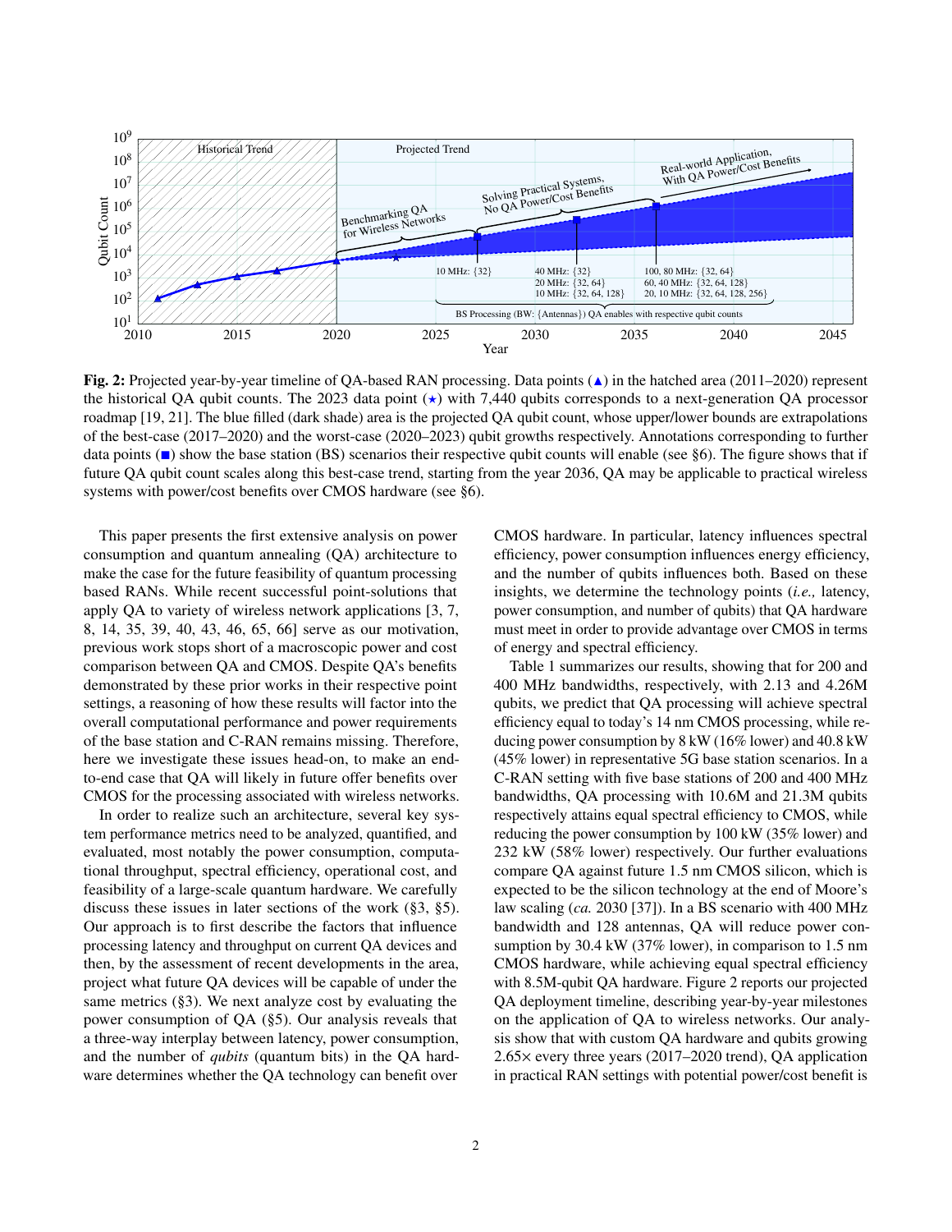**Fig. 2:** Projected year-by-year timeline of QA-based RAN processing. Data points (▲) in the hatched area (2011–2020) represent the historical QA qubit counts. The 2023 data point (⋆) with 7,440 qubits corresponds to a next-generation QA processor roadmap [19, 21]. The blue filled (dark shade) area is the projected QA qubit count, whose upper/lower bounds are extrapolations of the best-case (2017–2020) and the worst-case (2020–2023) qubit growths respectively. Annotations corresponding to further data points (■) show the base station (BS) scenarios their respective qubit counts will enable (see §6). The figure shows that if future QA qubit count scales along this best-case trend, starting from the year 2036, QA may be applicable to practical wireless systems with power/cost benefits over CMOS hardware (see §6).

This paper presents the first extensive analysis on power consumption and quantum annealing (QA) architecture to make the case for the future feasibility of quantum processing based RANs. While recent successful point-solutions that apply QA to variety of wireless network applications [3, 7, 8, 14, 35, 39, 40, 43, 46, 65, 66] serve as our motivation, previous work stops short of a macroscopic power and cost comparison between QA and CMOS. Despite QA's benefits demonstrated by these prior works in their respective point settings, a reasoning of how these results will factor into the overall computational performance and power requirements of the base station and C-RAN remains missing. Therefore, here we investigate these issues head-on, to make an end-to-end case that QA will likely in future offer benefits over CMOS for the processing associated with wireless networks.

In order to realize such an architecture, several key system performance metrics need to be analyzed, quantified, and evaluated, most notably the power consumption, computational throughput, spectral efficiency, operational cost, and feasibility of a large-scale quantum hardware. We carefully discuss these issues in later sections of the work (§3, §5). Our approach is to first describe the factors that influence processing latency and throughput on current QA devices and then, by the assessment of recent developments in the area, project what future QA devices will be capable of under the same metrics (§3). We next analyze cost by evaluating the power consumption of QA (§5). Our analysis reveals that a three-way interplay between latency, power consumption, and the number of *qubits* (quantum bits) in the QA hardware determines whether the QA technology can benefit over CMOS hardware. In particular, latency influences spectral efficiency, power consumption influences energy efficiency, and the number of qubits influences both. Based on these insights, we determine the technology points (*i.e.,* latency, power consumption, and number of qubits) that QA hardware must meet in order to provide advantage over CMOS in terms of energy and spectral efficiency.

Table 1 summarizes our results, showing that for 200 and 400 MHz bandwidths, respectively, with 2.13 and 4.26M qubits, we predict that QA processing will achieve spectral efficiency equal to today's 14 nm CMOS processing, while reducing power consumption by 8 kW (16% lower) and 40.8 kW (45% lower) in representative 5G base station scenarios. In a C-RAN setting with five base stations of 200 and 400 MHz bandwidths, QA processing with 10.6M and 21.3M qubits respectively attains equal spectral efficiency to CMOS, while reducing the power consumption by 100 kW (35% lower) and 232 kW (58% lower) respectively. Our further evaluations compare QA against future 1.5 nm CMOS silicon, which is expected to be the silicon technology at the end of Moore's law scaling (*ca.* 2030 [37]). In a BS scenario with 400 MHz bandwidth and 128 antennas, QA will reduce power consumption by 30.4 kW (37% lower), in comparison to 1.5 nm CMOS hardware, while achieving equal spectral efficiency with 8.5M-qubit QA hardware. Figure 2 reports our projected QA deployment timeline, describing year-by-year milestones on the application of QA to wireless networks. Our analysis show that with custom QA hardware and qubits growing 2.65× every three years (2017–2020 trend), QA application in practical RAN settings with potential power/cost benefit is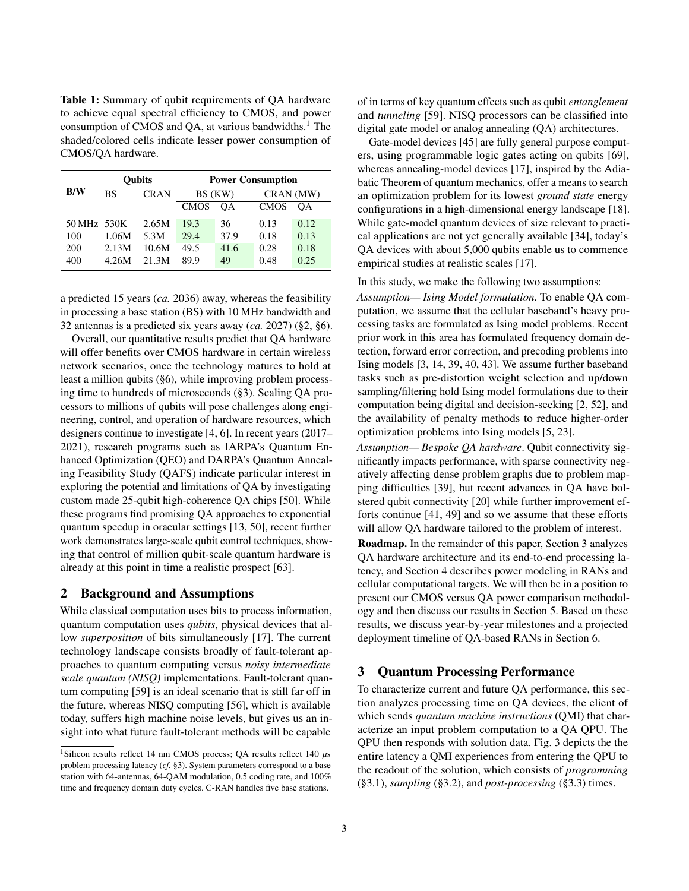**Table 1:** Summary of qubit requirements of QA hardware to achieve equal spectral efficiency to CMOS, and power consumption of CMOS and QA, at various bandwidths.[1] The shaded/colored cells indicate lesser power consumption of CMOS/QA hardware.

| B/W | Qubits | | Power Consumption | | | |
|---|---|---|---|---|---|---|
| | BS | CRAN | BS (KW) | | CRAN (MW) | |
| | | | CMOS | QA | CMOS | QA |
| 50 MHz | 530K | 2.65M | 19.3 | 36 | 0.13 | 0.12 |
| 100 | 1.06M | 5.3M | 29.4 | 37.9 | 0.18 | 0.13 |
| 200 | 2.13M | 10.6M | 49.5 | 41.6 | 0.28 | 0.18 |
| 400 | 4.26M | 21.3M | 89.9 | 49 | 0.48 | 0.25 |

[1] Silicon results reflect 14 nm CMOS process; QA results reflect 140 $\mu$s problem processing latency (*cf.* §3). System parameters correspond to a base station with 64-antennas, 64-QAM modulation, 0.5 coding rate, and 100% time and frequency domain duty cycles. C-RAN handles five base stations.

a predicted 15 years (*ca.* 2036) away, whereas the feasibility in processing a base station (BS) with 10 MHz bandwidth and 32 antennas is a predicted six years away (*ca.* 2027) (§2, §6).

Overall, our quantitative results predict that QA hardware will offer benefits over CMOS hardware in certain wireless network scenarios, once the technology matures to hold at least a million qubits (§6), while improving problem processing time to hundreds of microseconds (§3). Scaling QA processors to millions of qubits will pose challenges along engineering, control, and operation of hardware resources, which designers continue to investigate [4, 6]. In recent years (2017–2021), research programs such as IARPA's Quantum Enhanced Optimization (QEO) and DARPA's Quantum Annealing Feasibility Study (QAFS) indicate particular interest in exploring the potential and limitations of QA by investigating custom made 25-qubit high-coherence QA chips [50]. While these programs find promising QA approaches to exponential quantum speedup in oracular settings [13, 50], recent further work demonstrates large-scale qubit control techniques, showing that control of million qubit-scale quantum hardware is already at this point in time a realistic prospect [63].

## 2 Background and Assumptions

While classical computation uses bits to process information, quantum computation uses *qubits*, physical devices that allow *superposition* of bits simultaneously [17]. The current technology landscape consists broadly of fault-tolerant approaches to quantum computing versus *noisy intermediate scale quantum (NISQ)* implementations. Fault-tolerant quantum computing [59] is an ideal scenario that is still far off in the future, whereas NISQ computing [56], which is available today, suffers high machine noise levels, but gives us an insight into what future fault-tolerant methods will be capable of in terms of key quantum effects such as qubit *entanglement* and *tunneling* [59]. NISQ processors can be classified into digital gate model or analog annealing (QA) architectures.

Gate-model devices [45] are fully general purpose computers, using programmable logic gates acting on qubits [69], whereas annealing-model devices [17], inspired by the Adiabatic Theorem of quantum mechanics, offer a means to search an optimization problem for its lowest *ground state* energy configurations in a high-dimensional energy landscape [18]. While gate-model quantum devices of size relevant to practical applications are not yet generally available [34], today's QA devices with about 5,000 qubits enable us to commence empirical studies at realistic scales [17].

In this study, we make the following two assumptions:

*Assumption— Ising Model formulation.* To enable QA computation, we assume that the cellular baseband's heavy processing tasks are formulated as Ising model problems. Recent prior work in this area has formulated frequency domain detection, forward error correction, and precoding problems into Ising models [3, 14, 39, 40, 43]. We assume further baseband tasks such as pre-distortion weight selection and up/down sampling/filtering hold Ising model formulations due to their computation being digital and decision-seeking [2, 52], and the availability of penalty methods to reduce higher-order optimization problems into Ising models [5, 23].

*Assumption— Bespoke QA hardware*. Qubit connectivity significantly impacts performance, with sparse connectivity negatively affecting dense problem graphs due to problem mapping difficulties [39], but recent advances in QA have bolstered qubit connectivity [20] while further improvement efforts continue [41, 49] and so we assume that these efforts will allow QA hardware tailored to the problem of interest.

**Roadmap.** In the remainder of this paper, Section 3 analyzes QA hardware architecture and its end-to-end processing latency, and Section 4 describes power modeling in RANs and cellular computational targets. We will then be in a position to present our CMOS versus QA power comparison methodology and then discuss our results in Section 5. Based on these results, we discuss year-by-year milestones and a projected deployment timeline of QA-based RANs in Section 6.

## 3 Quantum Processing Performance

To characterize current and future QA performance, this section analyzes processing time on QA devices, the client of which sends *quantum machine instructions* (QMI) that characterize an input problem computation to a QA QPU. The QPU then responds with solution data. Fig. 3 depicts the the entire latency a QMI experiences from entering the QPU to the readout of the solution, which consists of *programming* (§3.1), *sampling* (§3.2), and *post-processing* (§3.3) times.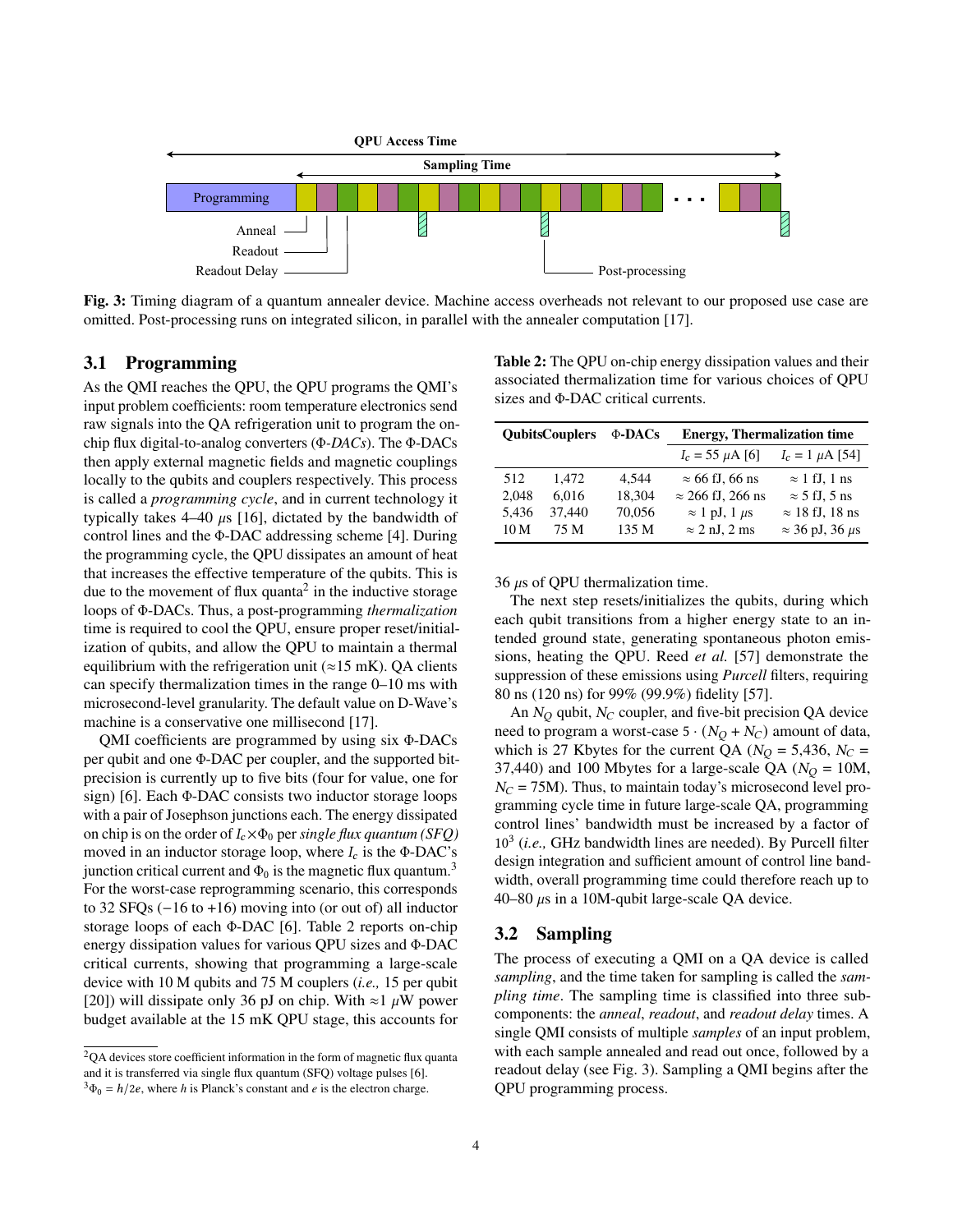Fig. 3: Timing diagram of a quantum annealer device. Machine access overheads not relevant to our proposed use case are omitted. Post-processing runs on integrated silicon, in parallel with the annealer computation [17].

### 3.1 Programming

As the QMI reaches the QPU, the QPU programs the QMI's input problem coefficients: room temperature electronics send raw signals into the QA refrigeration unit to program the on-chip flux digital-to-analog converters (Φ*-DACs*). The Φ-DACs then apply external magnetic fields and magnetic couplings locally to the qubits and couplers respectively. This process is called a *programming cycle*, and in current technology it typically takes 4–40 $\mu$s [16], dictated by the bandwidth of control lines and the Φ-DAC addressing scheme [4]. During the programming cycle, the QPU dissipates an amount of heat that increases the effective temperature of the qubits. This is due to the movement of flux quanta[2] in the inductive storage loops of Φ-DACs. Thus, a post-programming *thermalization* time is required to cool the QPU, ensure proper reset/initialization of qubits, and allow the QPU to maintain a thermal equilibrium with the refrigeration unit (≈15 mK). QA clients can specify thermalization times in the range 0–10 ms with microsecond-level granularity. The default value on D-Wave's machine is a conservative one millisecond [17].

QMI coefficients are programmed by using six Φ-DACs per qubit and one Φ-DAC per coupler, and the supported bit-precision is currently up to five bits (four for value, one for sign) [6]. Each Φ-DAC consists two inductor storage loops with a pair of Josephson junctions each. The energy dissipated on chip is on the order of $I_c \times \Phi_0$ per *single flux quantum (SFQ)* moved in an inductor storage loop, where $I_c$ is the Φ-DAC's junction critical current and $\Phi_0$ is the magnetic flux quantum.[3] For the worst-case reprogramming scenario, this corresponds to 32 SFQs (−16 to +16) moving into (or out of) all inductor storage loops of each Φ-DAC [6]. Table 2 reports on-chip energy dissipation values for various QPU sizes and Φ-DAC critical currents, showing that programming a large-scale device with 10 M qubits and 75 M couplers (*i.e.,* 15 per qubit [20]) will dissipate only 36 pJ on chip. With ≈1 $\mu$W power budget available at the 15 mK QPU stage, this accounts for 36 $\mu$s of QPU thermalization time.

**Table 2:** The QPU on-chip energy dissipation values and their associated thermalization time for various choices of QPU sizes and Φ-DAC critical currents.

| Qubits | Couplers | Φ-DACs | Energy, Thermalization time | |
|---|---|---|---|---|
| | | | $I_c$ = 55 $\mu$A [6] | $I_c$ = 1 $\mu$A [54] |
| 512 | 1,472 | 4,544 | ≈ 66 fJ, 66 ns | ≈ 1 fJ, 1 ns |
| 2,048 | 6,016 | 18,304 | ≈ 266 fJ, 266 ns | ≈ 5 fJ, 5 ns |
| 5,436 | 37,440 | 70,056 | ≈ 1 pJ, 1 $\mu$s | ≈ 18 fJ, 18 ns |
| 10 M | 75 M | 135 M | ≈ 2 nJ, 2 ms | ≈ 36 pJ, 36 $\mu$s |

The next step resets/initializes the qubits, during which each qubit transitions from a higher energy state to an intended ground state, generating spontaneous photon emissions, heating the QPU. Reed *et al.* [57] demonstrate the suppression of these emissions using *Purcell* filters, requiring 80 ns (120 ns) for 99% (99.9%) fidelity [57].

An $N_Q$ qubit, $N_C$ coupler, and five-bit precision QA device need to program a worst-case $5 \cdot (N_Q + N_C)$ amount of data, which is 27 Kbytes for the current QA ($N_Q$ = 5,436, $N_C$ = 37,440) and 100 Mbytes for a large-scale QA ($N_Q$ = 10M, $N_C$ = 75M). Thus, to maintain today's microsecond level programming cycle time in future large-scale QA, programming control lines' bandwidth must be increased by a factor of $10^3$ (*i.e.,* GHz bandwidth lines are needed). By Purcell filter design integration and sufficient amount of control line bandwidth, overall programming time could therefore reach up to 40–80 $\mu$s in a 10M-qubit large-scale QA device.

### 3.2 Sampling

The process of executing a QMI on a QA device is called *sampling*, and the time taken for sampling is called the *sampling time*. The sampling time is classified into three subcomponents: the *anneal*, *readout*, and *readout delay* times. A single QMI consists of multiple *samples* of an input problem, with each sample annealed and read out once, followed by a readout delay (see Fig. 3). Sampling a QMI begins after the QPU programming process.

[2] QA devices store coefficient information in the form of magnetic flux quanta and it is transferred via single flux quantum (SFQ) voltage pulses [6].

[3] $\Phi_0 = h/2e$, where $h$ is Planck's constant and $e$ is the electron charge.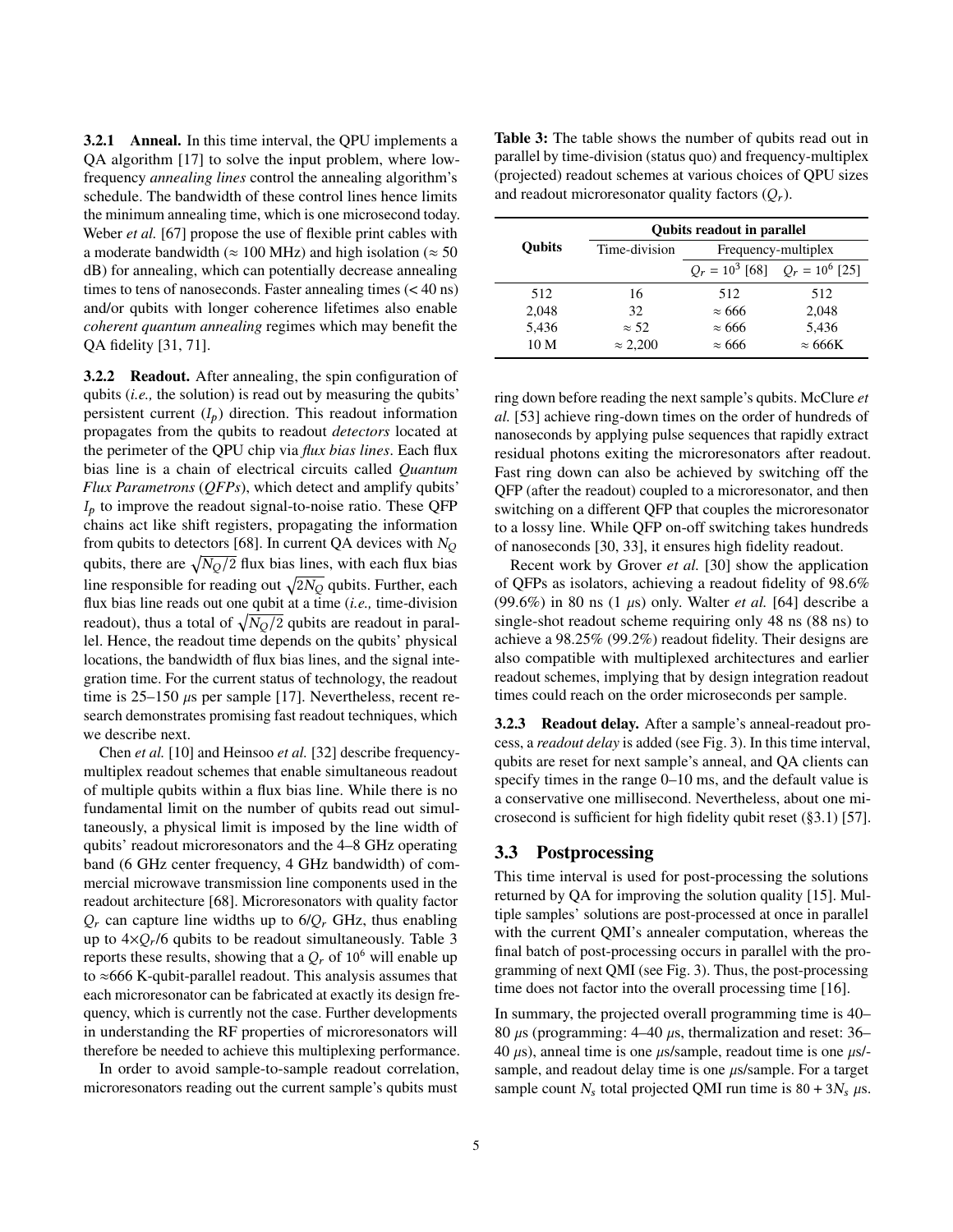**3.2.1 Anneal.** In this time interval, the QPU implements a QA algorithm [17] to solve the input problem, where low-frequency *annealing lines* control the annealing algorithm's schedule. The bandwidth of these control lines hence limits the minimum annealing time, which is one microsecond today. Weber *et al.* [67] propose the use of flexible print cables with a moderate bandwidth (≈ 100 MHz) and high isolation (≈ 50 dB) for annealing, which can potentially decrease annealing times to tens of nanoseconds. Faster annealing times (< 40 ns) and/or qubits with longer coherence lifetimes also enable *coherent quantum annealing* regimes which may benefit the QA fidelity [31, 71].

**3.2.2 Readout.** After annealing, the spin configuration of qubits (*i.e.,* the solution) is read out by measuring the qubits' persistent current ($I_p$) direction. This readout information propagates from the qubits to readout *detectors* located at the perimeter of the QPU chip via *flux bias lines*. Each flux bias line is a chain of electrical circuits called *Quantum Flux Parametrons* (*QFPs*), which detect and amplify qubits' $I_p$ to improve the readout signal-to-noise ratio. These QFP chains act like shift registers, propagating the information from qubits to detectors [68]. In current QA devices with $N_Q$ qubits, there are $\sqrt{N_Q/2}$ flux bias lines, with each flux bias line responsible for reading out $\sqrt{2N_Q}$ qubits. Further, each flux bias line reads out one qubit at a time (*i.e.,* time-division readout), thus a total of $\sqrt{N_Q/2}$ qubits are readout in parallel. Hence, the readout time depends on the qubits' physical locations, the bandwidth of flux bias lines, and the signal integration time. For the current status of technology, the readout time is 25–150 $\mu$s per sample [17]. Nevertheless, recent research demonstrates promising fast readout techniques, which we describe next.

Chen *et al.* [10] and Heinsoo *et al.* [32] describe frequency-multiplex readout schemes that enable simultaneous readout of multiple qubits within a flux bias line. While there is no fundamental limit on the number of qubits read out simultaneously, a physical limit is imposed by the line width of qubits' readout microresonators and the 4–8 GHz operating band (6 GHz center frequency, 4 GHz bandwidth) of commercial microwave transmission line components used in the readout architecture [68]. Microresonators with quality factor $Q_r$ can capture line widths up to $6/Q_r$ GHz, thus enabling up to $4{\times}Q_r/6$ qubits to be readout simultaneously. Table 3 reports these results, showing that a $Q_r$ of $10^6$ will enable up to ≈666 K-qubit-parallel readout. This analysis assumes that each microresonator can be fabricated at exactly its design frequency, which is currently not the case. Further developments in understanding the RF properties of microresonators will therefore be needed to achieve this multiplexing performance.

In order to avoid sample-to-sample readout correlation, microresonators reading out the current sample's qubits must ring down before reading the next sample's qubits. McClure *et al.* [53] achieve ring-down times on the order of hundreds of nanoseconds by applying pulse sequences that rapidly extract residual photons exiting the microresonators after readout. Fast ring down can also be achieved by switching off the QFP (after the readout) coupled to a microresonator, and then switching on a different QFP that couples the microresonator to a lossy line. While QFP on-off switching takes hundreds of nanoseconds [30, 33], it ensures high fidelity readout.

Recent work by Grover *et al.* [30] show the application of QFPs as isolators, achieving a readout fidelity of 98.6% (99.6%) in 80 ns (1 $\mu$s) only. Walter *et al.* [64] describe a single-shot readout scheme requiring only 48 ns (88 ns) to achieve a 98.25% (99.2%) readout fidelity. Their designs are also compatible with multiplexed architectures and earlier readout schemes, implying that by design integration readout times could reach on the order microseconds per sample.

**Table 3:** The table shows the number of qubits read out in parallel by time-division (status quo) and frequency-multiplex (projected) readout schemes at various choices of QPU sizes and readout microresonator quality factors ($Q_r$).

| **Qubits** | **Qubits readout in parallel** | | |
|---|---|---|---|
| | Time-division | Frequency-multiplex | |
| | | $Q_r = 10^3$ [68] | $Q_r = 10^6$ [25] |
| 512 | 16 | 512 | 512 |
| 2,048 | 32 | ≈ 666 | 2,048 |
| 5,436 | ≈ 52 | ≈ 666 | 5,436 |
| 10 M | ≈ 2,200 | ≈ 666 | ≈ 666K |

**3.2.3 Readout delay.** After a sample's anneal-readout process, a *readout delay* is added (see Fig. 3). In this time interval, qubits are reset for next sample's anneal, and QA clients can specify times in the range 0–10 ms, and the default value is a conservative one millisecond. Nevertheless, about one microsecond is sufficient for high fidelity qubit reset (§3.1) [57].

### 3.3 Postprocessing

This time interval is used for post-processing the solutions returned by QA for improving the solution quality [15]. Multiple samples' solutions are post-processed at once in parallel with the current QMI's annealer computation, whereas the final batch of post-processing occurs in parallel with the programming of next QMI (see Fig. 3). Thus, the post-processing time does not factor into the overall processing time [16].

In summary, the projected overall programming time is 40–80 $\mu$s (programming: 4–40 $\mu$s, thermalization and reset: 36–40 $\mu$s), anneal time is one $\mu$s/sample, readout time is one $\mu$s/sample, and readout delay time is one $\mu$s/sample. For a target sample count $N_s$ total projected QMI run time is $80 + 3N_s$ $\mu$s.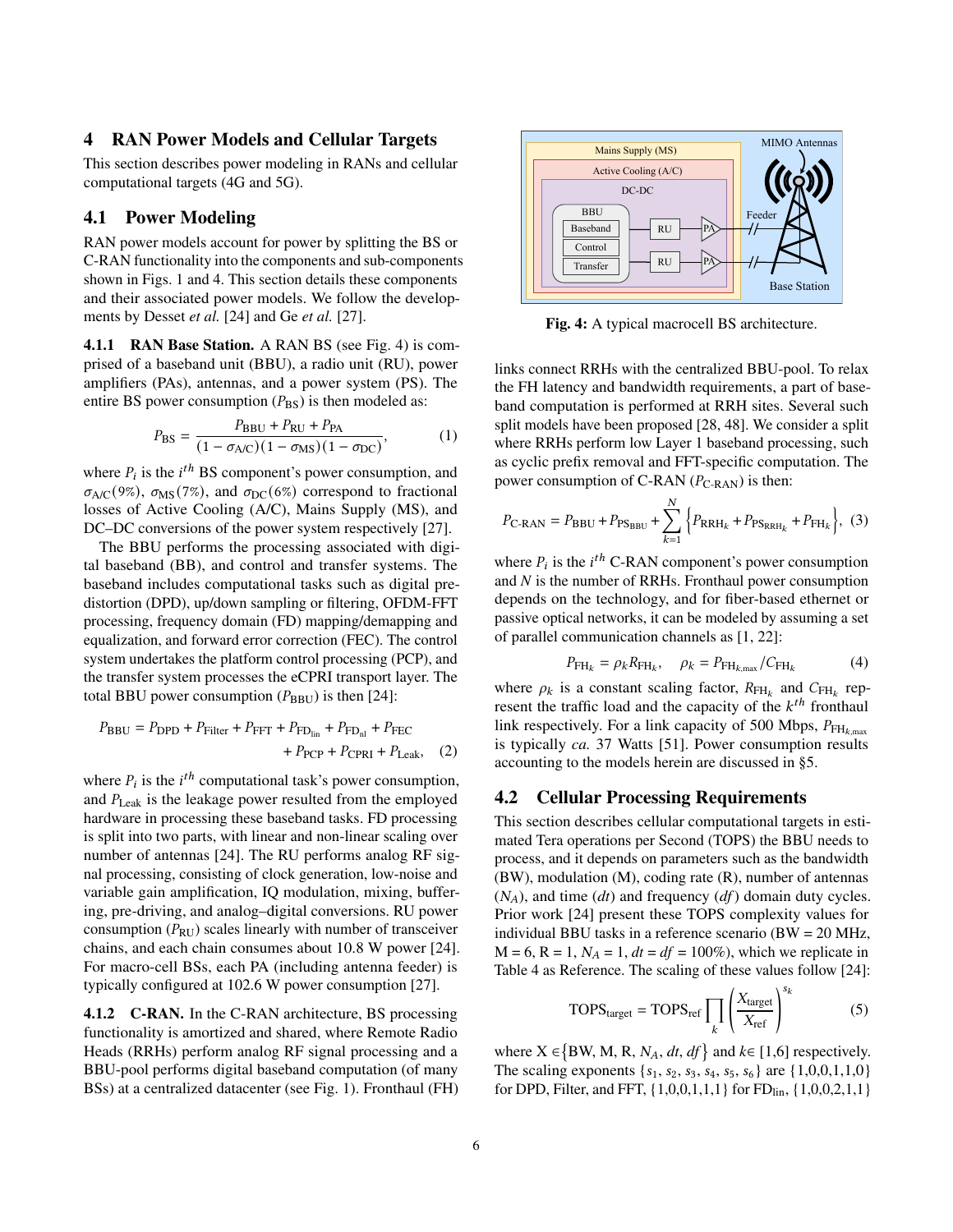## 4 RAN Power Models and Cellular Targets

This section describes power modeling in RANs and cellular computational targets (4G and 5G).

### 4.1 Power Modeling

RAN power models account for power by splitting the BS or C-RAN functionality into the components and sub-components shown in Figs. 1 and 4. This section details these components and their associated power models. We follow the developments by Desset *et al.* [24] and Ge *et al.* [27].

**4.1.1 RAN Base Station.** A RAN BS (see Fig. 4) is comprised of a baseband unit (BBU), a radio unit (RU), power amplifiers (PAs), antennas, and a power system (PS). The entire BS power consumption ($P_{\text{BS}}$) is then modeled as:

$$P_{\text{BS}} = \frac{P_{\text{BBU}} + P_{\text{RU}} + P_{\text{PA}}}{(1 - \sigma_{\text{A/C}})(1 - \sigma_{\text{MS}})(1 - \sigma_{\text{DC}})}, \tag{1}$$

where $P_i$ is the $i^{th}$ BS component's power consumption, and $\sigma_{\text{A/C}}(9\%)$, $\sigma_{\text{MS}}(7\%)$, and $\sigma_{\text{DC}}(6\%)$ correspond to fractional losses of Active Cooling (A/C), Mains Supply (MS), and DC–DC conversions of the power system respectively [27].

The BBU performs the processing associated with digital baseband (BB), and control and transfer systems. The baseband includes computational tasks such as digital predistortion (DPD), up/down sampling or filtering, OFDM-FFT processing, frequency domain (FD) mapping/demapping and equalization, and forward error correction (FEC). The control system undertakes the platform control processing (PCP), and the transfer system processes the eCPRI transport layer. The total BBU power consumption ($P_{\text{BBU}}$) is then [24]:

$$P_{\text{BBU}} = P_{\text{DPD}} + P_{\text{Filter}} + P_{\text{FFT}} + P_{\text{FD}_{\text{lin}}} + P_{\text{FD}_{\text{nl}}} + P_{\text{FEC}} + P_{\text{PCP}} + P_{\text{CPRI}} + P_{\text{Leak}}, \tag{2}$$

where $P_i$ is the $i^{th}$ computational task's power consumption, and $P_{\text{Leak}}$ is the leakage power resulted from the employed hardware in processing these baseband tasks. FD processing is split into two parts, with linear and non-linear scaling over number of antennas [24]. The RU performs analog RF signal processing, consisting of clock generation, low-noise and variable gain amplification, IQ modulation, mixing, buffering, pre-driving, and analog–digital conversions. RU power consumption ($P_{\text{RU}}$) scales linearly with number of transceiver chains, and each chain consumes about 10.8 W power [24]. For macro-cell BSs, each PA (including antenna feeder) is typically configured at 102.6 W power consumption [27].

**4.1.2 C-RAN.** In the C-RAN architecture, BS processing functionality is amortized and shared, where Remote Radio Heads (RRHs) perform analog RF signal processing and a BBU-pool performs digital baseband computation (of many BSs) at a centralized datacenter (see Fig. 1). Fronthaul (FH) links connect RRHs with the centralized BBU-pool. To relax the FH latency and bandwidth requirements, a part of baseband computation is performed at RRH sites. Several such split models have been proposed [28, 48]. We consider a split where RRHs perform low Layer 1 baseband processing, such as cyclic prefix removal and FFT-specific computation. The power consumption of C-RAN ($P_{\text{C-RAN}}$) is then:

$$P_{\text{C-RAN}} = P_{\text{BBU}} + P_{\text{PS}_{\text{BBU}}} + \sum_{k=1}^{N} \left\{ P_{\text{RRH}_k} + P_{\text{PS}_{\text{RRH}_k}} + P_{\text{FH}_k} \right\}, \tag{3}$$

where $P_i$ is the $i^{th}$ C-RAN component's power consumption and $N$ is the number of RRHs. Fronthaul power consumption depends on the technology, and for fiber-based ethernet or passive optical networks, it can be modeled by assuming a set of parallel communication channels as [1, 22]:

$$P_{\text{FH}_k} = \rho_k R_{\text{FH}_k}, \quad \rho_k = P_{\text{FH}_{k,\max}} / C_{\text{FH}_k} \tag{4}$$

where $\rho_k$ is a constant scaling factor, $R_{\text{FH}_k}$ and $C_{\text{FH}_k}$ represent the traffic load and the capacity of the $k^{th}$ fronthaul link respectively. For a link capacity of 500 Mbps, $P_{\text{FH}_{k,\max}}$ is typically *ca.* 37 Watts [51]. Power consumption results accounting to the models herein are discussed in §5.

Fig. 4: A typical macrocell BS architecture.

### 4.2 Cellular Processing Requirements

This section describes cellular computational targets in estimated Tera operations per Second (TOPS) the BBU needs to process, and it depends on parameters such as the bandwidth (BW), modulation (M), coding rate (R), number of antennas ($N_A$), and time ($dt$) and frequency ($df$) domain duty cycles. Prior work [24] present these TOPS complexity values for individual BBU tasks in a reference scenario (BW = 20 MHz, M = 6, R = 1, $N_A$ = 1, $dt$ = $df$ = 100%), which we replicate in Table 4 as Reference. The scaling of these values follow [24]:

$$\text{TOPS}_{\text{target}} = \text{TOPS}_{\text{ref}} \prod_k \left( \frac{X_{\text{target}}}{X_{\text{ref}}} \right)^{s_k} \tag{5}$$

where $X \in \{\text{BW}, \text{M}, \text{R}, N_A, dt, df\}$ and $k \in [1,6]$ respectively. The scaling exponents $\{s_1, s_2, s_3, s_4, s_5, s_6\}$ are $\{1,0,0,1,1,0\}$ for DPD, Filter, and FFT, $\{1,0,0,1,1,1\}$ for $\text{FD}_{\text{lin}}$, $\{1,0,0,2,1,1\}$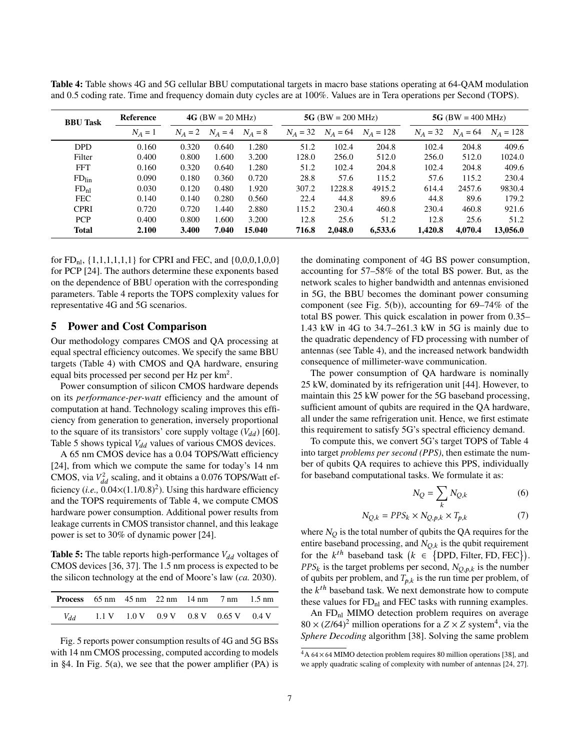**Table 4:** Table shows 4G and 5G cellular BBU computational targets in macro base stations operating at 64-QAM modulation and 0.5 coding rate. Time and frequency domain duty cycles are at 100%. Values are in Tera operations per Second (TOPS).

| BBU Task | Reference | 4G (BW = 20 MHz) | | | 5G (BW = 200 MHz) | | | 5G (BW = 400 MHz) | | |
|---|---|---|---|---|---|---|---|---|---|---|
| | $N_A = 1$ | $N_A = 2$ | $N_A = 4$ | $N_A = 8$ | $N_A = 32$ | $N_A = 64$ | $N_A = 128$ | $N_A = 32$ | $N_A = 64$ | $N_A = 128$ |
| DPD | 0.160 | 0.320 | 0.640 | 1.280 | 51.2 | 102.4 | 204.8 | 102.4 | 204.8 | 409.6 |
| Filter | 0.400 | 0.800 | 1.600 | 3.200 | 128.0 | 256.0 | 512.0 | 256.0 | 512.0 | 1024.0 |
| FFT | 0.160 | 0.320 | 0.640 | 1.280 | 51.2 | 102.4 | 204.8 | 102.4 | 204.8 | 409.6 |
| $FD_{lin}$ | 0.090 | 0.180 | 0.360 | 0.720 | 28.8 | 57.6 | 115.2 | 57.6 | 115.2 | 230.4 |
| $FD_{nl}$ | 0.030 | 0.120 | 0.480 | 1.920 | 307.2 | 1228.8 | 4915.2 | 614.4 | 2457.6 | 9830.4 |
| FEC | 0.140 | 0.140 | 0.280 | 0.560 | 22.4 | 44.8 | 89.6 | 44.8 | 89.6 | 179.2 |
| CPRI | 0.720 | 0.720 | 1.440 | 2.880 | 115.2 | 230.4 | 460.8 | 230.4 | 460.8 | 921.6 |
| PCP | 0.400 | 0.800 | 1.600 | 3.200 | 12.8 | 25.6 | 51.2 | 12.8 | 25.6 | 51.2 |
| **Total** | **2.100** | **3.400** | **7.040** | **15.040** | **716.8** | **2,048.0** | **6,533.6** | **1,420.8** | **4,070.4** | **13,056.0** |

for $FD_{nl}$, {1,1,1,1,1,1} for CPRI and FEC, and {0,0,0,1,0,0} for PCP [24]. The authors determine these exponents based on the dependence of BBU operation with the corresponding parameters. Table 4 reports the TOPS complexity values for representative 4G and 5G scenarios.

## 5 Power and Cost Comparison

Our methodology compares CMOS and QA processing at equal spectral efficiency outcomes. We specify the same BBU targets (Table 4) with CMOS and QA hardware, ensuring equal bits processed per second per Hz per km$^2$.

Power consumption of silicon CMOS hardware depends on its *performance-per-watt* efficiency and the amount of computation at hand. Technology scaling improves this efficiency from generation to generation, inversely proportional to the square of its transistors' core supply voltage ($V_{dd}$) [60]. Table 5 shows typical $V_{dd}$ values of various CMOS devices.

A 65 nm CMOS device has a 0.04 TOPS/Watt efficiency [24], from which we compute the same for today's 14 nm CMOS, via $V_{dd}^2$ scaling, and it obtains a 0.076 TOPS/Watt efficiency (*i.e.,* $0.04 \times (1.1/0.8)^2$). Using this hardware efficiency and the TOPS requirements of Table 4, we compute CMOS hardware power consumption. Additional power results from leakage currents in CMOS transistor channel, and this leakage power is set to 30% of dynamic power [24].

**Table 5:** The table reports high-performance $V_{dd}$ voltages of CMOS devices [36, 37]. The 1.5 nm process is expected to be the silicon technology at the end of Moore's law (*ca.* 2030).

| **Process** | 65 nm | 45 nm | 22 nm | 14 nm | 7 nm | 1.5 nm |
|---|---|---|---|---|---|---|
| $V_{dd}$ | 1.1 V | 1.0 V | 0.9 V | 0.8 V | 0.65 V | 0.4 V |

Fig. 5 reports power consumption results of 4G and 5G BSs with 14 nm CMOS processing, computed according to models in §4. In Fig. 5(a), we see that the power amplifier (PA) is the dominating component of 4G BS power consumption, accounting for 57–58% of the total BS power. But, as the network scales to higher bandwidth and antennas envisioned in 5G, the BBU becomes the dominant power consuming component (see Fig. 5(b)), accounting for 69–74% of the total BS power. This quick escalation in power from 0.35–1.43 kW in 4G to 34.7–261.3 kW in 5G is mainly due to the quadratic dependency of FD processing with number of antennas (see Table 4), and the increased network bandwidth consequence of millimeter-wave communication.

The power consumption of QA hardware is nominally 25 kW, dominated by its refrigeration unit [44]. However, to maintain this 25 kW power for the 5G baseband processing, sufficient amount of qubits are required in the QA hardware, all under the same refrigeration unit. Hence, we first estimate this requirement to satisfy 5G's spectral efficiency demand.

To compute this, we convert 5G's target TOPS of Table 4 into target *problems per second (PPS)*, then estimate the number of qubits QA requires to achieve this PPS, individually for baseband computational tasks. We formulate it as:

$$N_Q = \sum_k N_{Q,k} \tag{6}$$

$$N_{Q,k} = PPS_k \times N_{Q,p,k} \times T_{p,k} \tag{7}$$

where $N_Q$ is the total number of qubits the QA requires for the entire baseband processing, and $N_{Q,k}$ is the qubit requirement for the $k^{th}$ baseband task $\left(k \in \{\text{DPD, Filter, FD, FEC}\}\right)$. $PPS_k$ is the target problems per second, $N_{Q,p,k}$ is the number of qubits per problem, and $T_{p,k}$ is the run time per problem, of the $k^{th}$ baseband task. We next demonstrate how to compute these values for $FD_{nl}$ and FEC tasks with running examples.

An $FD_{nl}$ MIMO detection problem requires on average $80 \times (Z/64)^2$ million operations for a $Z \times Z$ system[4], via the *Sphere Decoding* algorithm [38]. Solving the same problem

[4] A 64×64 MIMO detection problem requires 80 million operations [38], and we apply quadratic scaling of complexity with number of antennas [24, 27].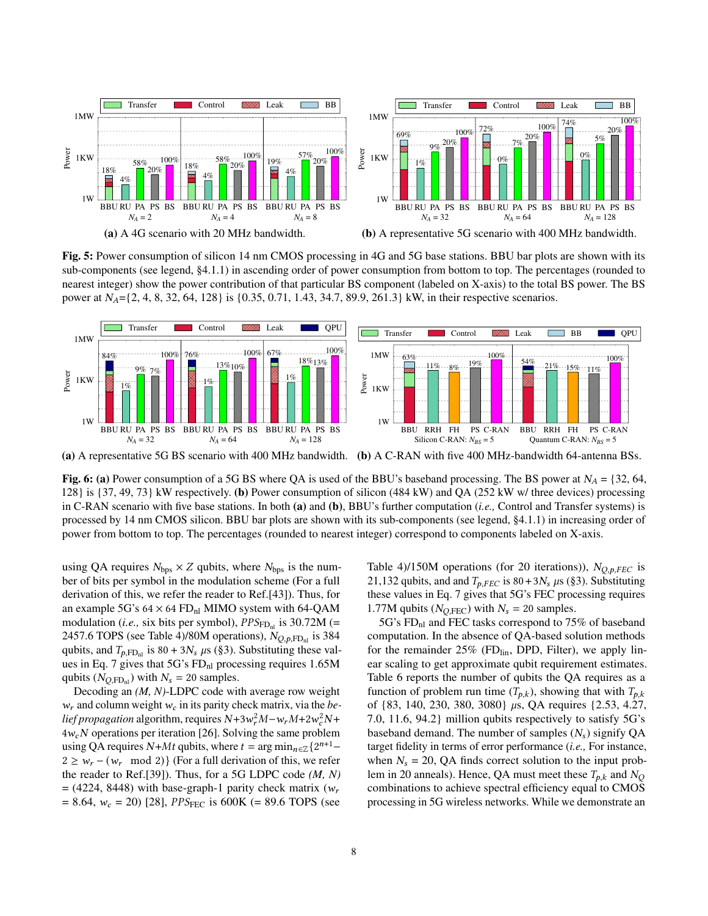**(a)** A 4G scenario with 20 MHz bandwidth.

**(b)** A representative 5G scenario with 400 MHz bandwidth.

**Fig. 5:** Power consumption of silicon 14 nm CMOS processing in 4G and 5G base stations. BBU bar plots are shown with its sub-components (see legend, §4.1.1) in ascending order of power consumption from bottom to top. The percentages (rounded to nearest integer) show the power contribution of that particular BS component (labeled on X-axis) to the total BS power. The BS power at $N_A$={2, 4, 8, 32, 64, 128} is {0.35, 0.71, 1.43, 34.7, 89.9, 261.3} kW, in their respective scenarios.

**(a)** A representative 5G BS scenario with 400 MHz bandwidth.

**(b)** A C-RAN with five 400 MHz-bandwidth 64-antenna BSs.

**Fig. 6:** **(a)** Power consumption of a 5G BS where QA is used of the BBU's baseband processing. The BS power at $N_A$ = {32, 64, 128} is {37, 49, 73} kW respectively. **(b)** Power consumption of silicon (484 kW) and QA (252 kW w/ three devices) processing in C-RAN scenario with five base stations. In both **(a)** and **(b)**, BBU's further computation (*i.e.,* Control and Transfer systems) is processed by 14 nm CMOS silicon. BBU bar plots are shown with its sub-components (see legend, §4.1.1) in increasing order of power from bottom to top. The percentages (rounded to nearest integer) correspond to components labeled on X-axis.

using QA requires $N_{\text{bps}} \times Z$ qubits, where $N_{\text{bps}}$ is the number of bits per symbol in the modulation scheme (For a full derivation of this, we refer the reader to Ref.[43]). Thus, for an example 5G's $64 \times 64$ $\text{FD}_{\text{nl}}$ MIMO system with 64-QAM modulation (*i.e.,* six bits per symbol), $PPS_{\text{FD}_{\text{nl}}}$ is 30.72M (= 2457.6 TOPS (see Table 4)/80M operations), $N_{Q,p,\text{FD}_{\text{nl}}}$ is 384 qubits, and $T_{p,\text{FD}_{\text{nl}}}$ is $80 + 3N_s$ $\mu s$ (§3). Substituting these values in Eq. 7 gives that 5G's $\text{FD}_{\text{nl}}$ processing requires 1.65M qubits ($N_{Q,\text{FD}_{\text{nl}}}$) with $N_s$ = 20 samples.

Decoding an *(M, N)*-LDPC code with average row weight $w_r$ and column weight $w_c$ in its parity check matrix, via the *belief propagation* algorithm, requires $N{+}3w_r^2M{-}w_rM{+}2w_c^2N{+}4w_cN$ operations per iteration [26]. Solving the same problem using QA requires $N{+}Mt$ qubits, where $t = \arg\min_{n\in\mathbb{Z}}\{2^{n+1}{-}2 \geq w_r - (w_r \mod 2)\}$ (For a full derivation of this, we refer the reader to Ref.[39]). Thus, for a 5G LDPC code *(M, N)* = (4224, 8448) with base-graph-1 parity check matrix ($w_r$ = 8.64, $w_c$ = 20) [28], $PPS_{\text{FEC}}$ is 600K (= 89.6 TOPS (see Table 4)/150M operations (for 20 iterations)), $N_{Q,p,FEC}$ is 21,132 qubits, and and $T_{p,FEC}$ is $80+3N_s$ $\mu s$ (§3). Substituting these values in Eq. 7 gives that 5G's FEC processing requires 1.77M qubits ($N_{Q,\text{FEC}}$) with $N_s$ = 20 samples.

5G's $\text{FD}_{\text{nl}}$ and FEC tasks correspond to 75% of baseband computation. In the absence of QA-based solution methods for the remainder 25% ($\text{FD}_{\text{lin}}$, DPD, Filter), we apply linear scaling to get approximate qubit requirement estimates. Table 6 reports the number of qubits the QA requires as a function of problem run time ($T_{p,k}$), showing that with $T_{p,k}$ of {83, 140, 230, 380, 3080} $\mu s$, QA requires {2.53, 4.27, 7.0, 11.6, 94.2} million qubits respectively to satisfy 5G's baseband demand. The number of samples ($N_s$) signify QA target fidelity in terms of error performance (*i.e.,* For instance, when $N_s$ = 20, QA finds correct solution to the input problem in 20 anneals). Hence, QA must meet these $T_{p,k}$ and $N_Q$ combinations to achieve spectral efficiency equal to CMOS processing in 5G wireless networks. While we demonstrate an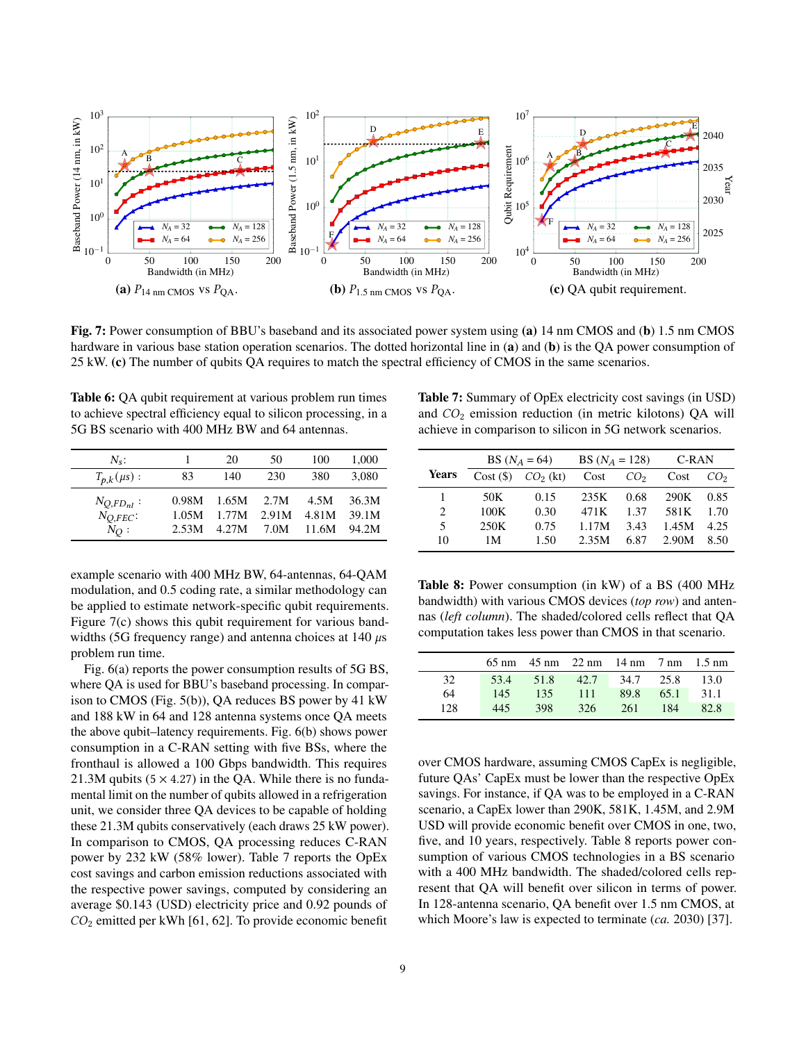**(a)** $P_{14\text{ nm CMOS}}$ vs $P_{\text{QA}}$. **(b)** $P_{1.5\text{ nm CMOS}}$ vs $P_{\text{QA}}$. **(c)** QA qubit requirement.

**Fig. 7:** Power consumption of BBU's baseband and its associated power system using **(a)** 14 nm CMOS and (**b**) 1.5 nm CMOS hardware in various base station operation scenarios. The dotted horizontal line in (**a**) and (**b**) is the QA power consumption of 25 kW. **(c)** The number of qubits QA requires to match the spectral efficiency of CMOS in the same scenarios.

**Table 6:** QA qubit requirement at various problem run times to achieve spectral efficiency equal to silicon processing, in a 5G BS scenario with 400 MHz BW and 64 antennas.

| $N_s$: | 1 | 20 | 50 | 100 | 1,000 |
|---|---|---|---|---|---|
| $T_{p,k}(\mu s)$ : | 83 | 140 | 230 | 380 | 3,080 |
| $N_{Q,FD_{nl}}$ : | 0.98M | 1.65M | 2.7M | 4.5M | 36.3M |
| $N_{Q,FEC}$: | 1.05M | 1.77M | 2.91M | 4.81M | 39.1M |
| $N_Q$ : | 2.53M | 4.27M | 7.0M | 11.6M | 94.2M |

example scenario with 400 MHz BW, 64-antennas, 64-QAM modulation, and 0.5 coding rate, a similar methodology can be applied to estimate network-specific qubit requirements. Figure 7(c) shows this qubit requirement for various bandwidths (5G frequency range) and antenna choices at 140 $\mu s$ problem run time.

Fig. 6(a) reports the power consumption results of 5G BS, where QA is used for BBU's baseband processing. In comparison to CMOS (Fig. 5(b)), QA reduces BS power by 41 kW and 188 kW in 64 and 128 antenna systems once QA meets the above qubit–latency requirements. Fig. 6(b) shows power consumption in a C-RAN setting with five BSs, where the fronthaul is allowed a 100 Gbps bandwidth. This requires 21.3M qubits ($5 \times 4.27$) in the QA. While there is no fundamental limit on the number of qubits allowed in a refrigeration unit, we consider three QA devices to be capable of holding these 21.3M qubits conservatively (each draws 25 kW power). In comparison to CMOS, QA processing reduces C-RAN power by 232 kW (58% lower). Table 7 reports the OpEx cost savings and carbon emission reductions associated with the respective power savings, computed by considering an average \$0.143 (USD) electricity price and 0.92 pounds of $CO_2$ emitted per kWh [61, 62]. To provide economic benefit over CMOS hardware, assuming CMOS CapEx is negligible, future QAs' CapEx must be lower than the respective OpEx savings. For instance, if QA was to be employed in a C-RAN scenario, a CapEx lower than 290K, 581K, 1.45M, and 2.9M USD will provide economic benefit over CMOS in one, two, five, and 10 years, respectively. Table 8 reports power consumption of various CMOS technologies in a BS scenario with a 400 MHz bandwidth. The shaded/colored cells represent that QA will benefit over silicon in terms of power. In 128-antenna scenario, QA benefit over 1.5 nm CMOS, at which Moore's law is expected to terminate (*ca.* 2030) [37].

**Table 7:** Summary of OpEx electricity cost savings (in USD) and $CO_2$ emission reduction (in metric kilotons) QA will achieve in comparison to silicon in 5G network scenarios.

| Years | BS ($N_A$ = 64) | | BS ($N_A$ = 128) | | C-RAN | |
|---|---|---|---|---|---|---|
| | Cost (\$) | $CO_2$ (kt) | Cost | $CO_2$ | Cost | $CO_2$ |
| 1 | 50K | 0.15 | 235K | 0.68 | 290K | 0.85 |
| 2 | 100K | 0.30 | 471K | 1.37 | 581K | 1.70 |
| 5 | 250K | 0.75 | 1.17M | 3.43 | 1.45M | 4.25 |
| 10 | 1M | 1.50 | 2.35M | 6.87 | 2.90M | 8.50 |

**Table 8:** Power consumption (in kW) of a BS (400 MHz bandwidth) with various CMOS devices (*top row*) and antennas (*left column*). The shaded/colored cells reflect that QA computation takes less power than CMOS in that scenario.

| | 65 nm | 45 nm | 22 nm | 14 nm | 7 nm | 1.5 nm |
|---|---|---|---|---|---|---|
| 32 | 53.4 | 51.8 | 42.7 | 34.7 | 25.8 | 13.0 |
| 64 | 145 | 135 | 111 | 89.8 | 65.1 | 31.1 |
| 128 | 445 | 398 | 326 | 261 | 184 | 82.8 |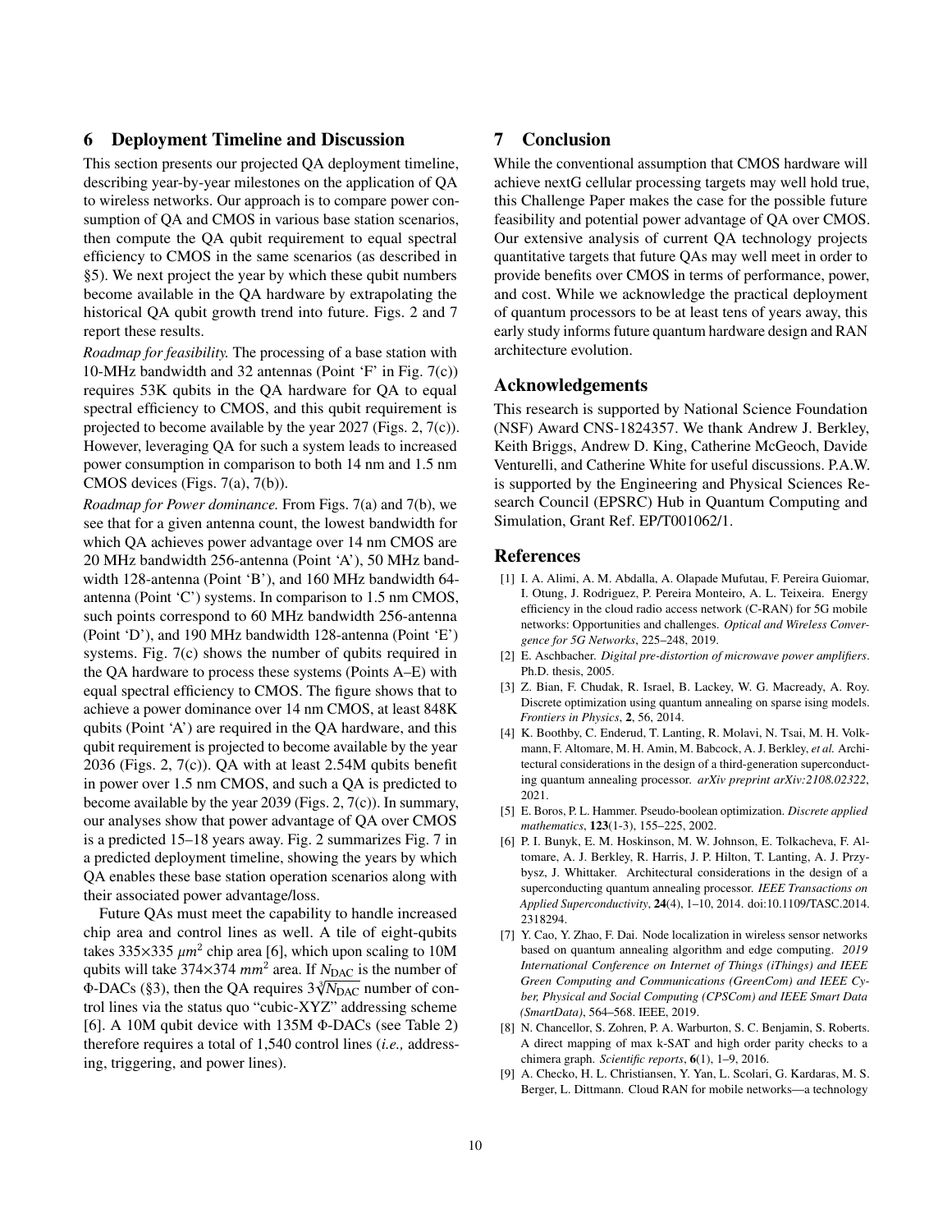## 6 Deployment Timeline and Discussion

This section presents our projected QA deployment timeline, describing year-by-year milestones on the application of QA to wireless networks. Our approach is to compare power consumption of QA and CMOS in various base station scenarios, then compute the QA qubit requirement to equal spectral efficiency to CMOS in the same scenarios (as described in §5). We next project the year by which these qubit numbers become available in the QA hardware by extrapolating the historical QA qubit growth trend into future. Figs. 2 and 7 report these results.

*Roadmap for feasibility.* The processing of a base station with 10-MHz bandwidth and 32 antennas (Point 'F' in Fig. 7(c)) requires 53K qubits in the QA hardware for QA to equal spectral efficiency to CMOS, and this qubit requirement is projected to become available by the year 2027 (Figs. 2, 7(c)). However, leveraging QA for such a system leads to increased power consumption in comparison to both 14 nm and 1.5 nm CMOS devices (Figs. 7(a), 7(b)).

*Roadmap for Power dominance.* From Figs. 7(a) and 7(b), we see that for a given antenna count, the lowest bandwidth for which QA achieves power advantage over 14 nm CMOS are 20 MHz bandwidth 256-antenna (Point 'A'), 50 MHz bandwidth 128-antenna (Point 'B'), and 160 MHz bandwidth 64-antenna (Point 'C') systems. In comparison to 1.5 nm CMOS, such points correspond to 60 MHz bandwidth 256-antenna (Point 'D'), and 190 MHz bandwidth 128-antenna (Point 'E') systems. Fig. 7(c) shows the number of qubits required in the QA hardware to process these systems (Points A–E) with equal spectral efficiency to CMOS. The figure shows that to achieve a power dominance over 14 nm CMOS, at least 848K qubits (Point 'A') are required in the QA hardware, and this qubit requirement is projected to become available by the year 2036 (Figs. 2, 7(c)). QA with at least 2.54M qubits benefit in power over 1.5 nm CMOS, and such a QA is predicted to become available by the year 2039 (Figs. 2, 7(c)). In summary, our analyses show that power advantage of QA over CMOS is a predicted 15–18 years away. Fig. 2 summarizes Fig. 7 in a predicted deployment timeline, showing the years by which QA enables these base station operation scenarios along with their associated power advantage/loss.

Future QAs must meet the capability to handle increased chip area and control lines as well. A tile of eight-qubits takes 335×335 $\mu m^2$ chip area [6], which upon scaling to 10M qubits will take 374×374 $mm^2$ area. If $N_{\text{DAC}}$ is the number of Φ-DACs (§3), then the QA requires $3\sqrt[3]{N_{\text{DAC}}}$ number of control lines via the status quo "cubic-XYZ" addressing scheme [6]. A 10M qubit device with 135M Φ-DACs (see Table 2) therefore requires a total of 1,540 control lines (*i.e.,* addressing, triggering, and power lines).

## 7 Conclusion

While the conventional assumption that CMOS hardware will achieve nextG cellular processing targets may well hold true, this Challenge Paper makes the case for the possible future feasibility and potential power advantage of QA over CMOS. Our extensive analysis of current QA technology projects quantitative targets that future QAs may well meet in order to provide benefits over CMOS in terms of performance, power, and cost. While we acknowledge the practical deployment of quantum processors to be at least tens of years away, this early study informs future quantum hardware design and RAN architecture evolution.

## Acknowledgements

This research is supported by National Science Foundation (NSF) Award CNS-1824357. We thank Andrew J. Berkley, Keith Briggs, Andrew D. King, Catherine McGeoch, Davide Venturelli, and Catherine White for useful discussions. P.A.W. is supported by the Engineering and Physical Sciences Research Council (EPSRC) Hub in Quantum Computing and Simulation, Grant Ref. EP/T001062/1.

## References

[1] I. A. Alimi, A. M. Abdalla, A. Olapade Mufutau, F. Pereira Guiomar, I. Otung, J. Rodriguez, P. Pereira Monteiro, A. L. Teixeira. Energy efficiency in the cloud radio access network (C-RAN) for 5G mobile networks: Opportunities and challenges. *Optical and Wireless Convergence for 5G Networks*, 225–248, 2019.

[2] E. Aschbacher. *Digital pre-distortion of microwave power amplifiers*. Ph.D. thesis, 2005.

[3] Z. Bian, F. Chudak, R. Israel, B. Lackey, W. G. Macready, A. Roy. Discrete optimization using quantum annealing on sparse ising models. *Frontiers in Physics*, **2**, 56, 2014.

[4] K. Boothby, C. Enderud, T. Lanting, R. Molavi, N. Tsai, M. H. Volkmann, F. Altomare, M. H. Amin, M. Babcock, A. J. Berkley, *et al.* Architectural considerations in the design of a third-generation superconducting quantum annealing processor. *arXiv preprint arXiv:2108.02322*, 2021.

[5] E. Boros, P. L. Hammer. Pseudo-boolean optimization. *Discrete applied mathematics*, **123**(1-3), 155–225, 2002.

[6] P. I. Bunyk, E. M. Hoskinson, M. W. Johnson, E. Tolkacheva, F. Altomare, A. J. Berkley, R. Harris, J. P. Hilton, T. Lanting, A. J. Przybysz, J. Whittaker. Architectural considerations in the design of a superconducting quantum annealing processor. *IEEE Transactions on Applied Superconductivity*, **24**(4), 1–10, 2014. doi:10.1109/TASC.2014.2318294.

[7] Y. Cao, Y. Zhao, F. Dai. Node localization in wireless sensor networks based on quantum annealing algorithm and edge computing. *2019 International Conference on Internet of Things (iThings) and IEEE Green Computing and Communications (GreenCom) and IEEE Cyber, Physical and Social Computing (CPSCom) and IEEE Smart Data (SmartData)*, 564–568. IEEE, 2019.

[8] N. Chancellor, S. Zohren, P. A. Warburton, S. C. Benjamin, S. Roberts. A direct mapping of max k-SAT and high order parity checks to a chimera graph. *Scientific reports*, **6**(1), 1–9, 2016.

[9] A. Checko, H. L. Christiansen, Y. Yan, L. Scolari, G. Kardaras, M. S. Berger, L. Dittmann. Cloud RAN for mobile networks—a technology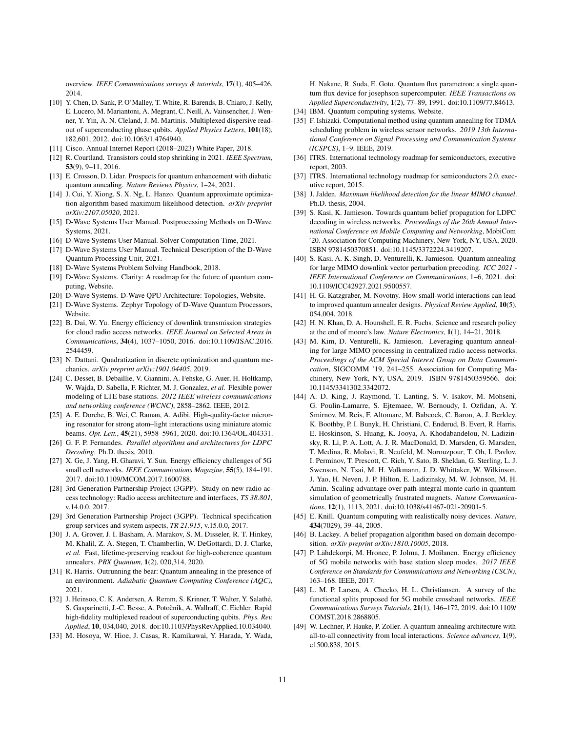overview. *IEEE Communications surveys & tutorials*, **17**(1), 405–426, 2014.

[10] Y. Chen, D. Sank, P. O'Malley, T. White, R. Barends, B. Chiaro, J. Kelly, E. Lucero, M. Mariantoni, A. Megrant, C. Neill, A. Vainsencher, J. Wenner, Y. Yin, A. N. Cleland, J. M. Martinis. Multiplexed dispersive readout of superconducting phase qubits. *Applied Physics Letters*, **101**(18), 182,601, 2012. doi:10.1063/1.4764940.

[11] Cisco. Annual Internet Report (2018–2023) White Paper, 2018.

[12] R. Courtland. Transistors could stop shrinking in 2021. *IEEE Spectrum*, **53**(9), 9–11, 2016.

[13] E. Crosson, D. Lidar. Prospects for quantum enhancement with diabatic quantum annealing. *Nature Reviews Physics*, 1–24, 2021.

[14] J. Cui, Y. Xiong, S. X. Ng, L. Hanzo. Quantum approximate optimization algorithm based maximum likelihood detection. *arXiv preprint arXiv:2107.05020*, 2021.

[15] D-Wave Systems User Manual. Postprocessing Methods on D-Wave Systems, 2021.

[16] D-Wave Systems User Manual. Solver Computation Time, 2021.

[17] D-Wave Systems User Manual. Technical Description of the D-Wave Quantum Processing Unit, 2021.

[18] D-Wave Systems Problem Solving Handbook, 2018.

[19] D-Wave Systems. Clarity: A roadmap for the future of quantum computing, Website.

[20] D-Wave Systems. D-Wave QPU Architecture: Topologies, Website.

[21] D-Wave Systems. Zephyr Topology of D-Wave Quantum Processors, Website.

[22] B. Dai, W. Yu. Energy efficiency of downlink transmission strategies for cloud radio access networks. *IEEE Journal on Selected Areas in Communications*, **34**(4), 1037–1050, 2016. doi:10.1109/JSAC.2016.2544459.

[23] N. Dattani. Quadratization in discrete optimization and quantum mechanics. *arXiv preprint arXiv:1901.04405*, 2019.

[24] C. Desset, B. Debaillie, V. Giannini, A. Fehske, G. Auer, H. Holtkamp, W. Wajda, D. Sabella, F. Richter, M. J. Gonzalez, *et al.* Flexible power modeling of LTE base stations. *2012 IEEE wireless communications and networking conference (WCNC)*, 2858–2862. IEEE, 2012.

[25] A. E. Dorche, B. Wei, C. Raman, A. Adibi. High-quality-factor microring resonator for strong atom–light interactions using miniature atomic beams. *Opt. Lett.*, **45**(21), 5958–5961, 2020. doi:10.1364/OL.404331.

[26] G. F. P. Fernandes. *Parallel algorithms and architectures for LDPC Decoding*. Ph.D. thesis, 2010.

[27] X. Ge, J. Yang, H. Gharavi, Y. Sun. Energy efficiency challenges of 5G small cell networks. *IEEE Communications Magazine*, **55**(5), 184–191, 2017. doi:10.1109/MCOM.2017.1600788.

[28] 3rd Generation Partnership Project (3GPP). Study on new radio access technology: Radio access architecture and interfaces, *TS 38.801*, v.14.0.0, 2017.

[29] 3rd Generation Partnership Project (3GPP). Technical specification group services and system aspects, *TR 21.915*, v.15.0.0, 2017.

[30] J. A. Grover, J. I. Basham, A. Marakov, S. M. Disseler, R. T. Hinkey, M. Khalil, Z. A. Stegen, T. Chamberlin, W. DeGottardi, D. J. Clarke, *et al.* Fast, lifetime-preserving readout for high-coherence quantum annealers. *PRX Quantum*, **1**(2), 020,314, 2020.

[31] R. Harris. Outrunning the bear: Quantum annealing in the presence of an environment. *Adiabatic Quantum Computing Conference (AQC)*, 2021.

[32] J. Heinsoo, C. K. Andersen, A. Remm, S. Krinner, T. Walter, Y. Salathé, S. Gasparinetti, J.-C. Besse, A. Potočnik, A. Wallraff, C. Eichler. Rapid high-fidelity multiplexed readout of superconducting qubits. *Phys. Rev. Applied*, **10**, 034,040, 2018. doi:10.1103/PhysRevApplied.10.034040.

[33] M. Hosoya, W. Hioe, J. Casas, R. Kamikawai, Y. Harada, Y. Wada, H. Nakane, R. Suda, E. Goto. Quantum flux parametron: a single quantum flux device for josephson supercomputer. *IEEE Transactions on Applied Superconductivity*, **1**(2), 77–89, 1991. doi:10.1109/77.84613.

[34] IBM. Quantum computing systems, Website.

[35] F. Ishizaki. Computational method using quantum annealing for TDMA scheduling problem in wireless sensor networks. *2019 13th International Conference on Signal Processing and Communication Systems (ICSPCS)*, 1–9. IEEE, 2019.

[36] ITRS. International technology roadmap for semiconductors, executive report, 2003.

[37] ITRS. International technology roadmap for semiconductors 2.0, executive report, 2015.

[38] J. Jalden. *Maximum likelihood detection for the linear MIMO channel*. Ph.D. thesis, 2004.

[39] S. Kasi, K. Jamieson. Towards quantum belief propagation for LDPC decoding in wireless networks. *Proceedings of the 26th Annual International Conference on Mobile Computing and Networking*, MobiCom '20. Association for Computing Machinery, New York, NY, USA, 2020. ISBN 9781450370851. doi:10.1145/3372224.3419207.

[40] S. Kasi, A. K. Singh, D. Venturelli, K. Jamieson. Quantum annealing for large MIMO downlink vector perturbation precoding. *ICC 2021 - IEEE International Conference on Communications*, 1–6, 2021. doi:10.1109/ICC42927.2021.9500557.

[41] H. G. Katzgraber, M. Novotny. How small-world interactions can lead to improved quantum annealer designs. *Physical Review Applied*, **10**(5), 054,004, 2018.

[42] H. N. Khan, D. A. Hounshell, E. R. Fuchs. Science and research policy at the end of moore's law. *Nature Electronics*, **1**(1), 14–21, 2018.

[43] M. Kim, D. Venturelli, K. Jamieson. Leveraging quantum annealing for large MIMO processing in centralized radio access networks. *Proceedings of the ACM Special Interest Group on Data Communication*, SIGCOMM '19, 241–255. Association for Computing Machinery, New York, NY, USA, 2019. ISBN 9781450359566. doi:10.1145/3341302.3342072.

[44] A. D. King, J. Raymond, T. Lanting, S. V. Isakov, M. Mohseni, G. Poulin-Lamarre, S. Ejtemaee, W. Bernoudy, I. Ozfidan, A. Y. Smirnov, M. Reis, F. Altomare, M. Babcock, C. Baron, A. J. Berkley, K. Boothby, P. I. Bunyk, H. Christiani, C. Enderud, B. Evert, R. Harris, E. Hoskinson, S. Huang, K. Jooya, A. Khodabandelou, N. Ladizinsky, R. Li, P. A. Lott, A. J. R. MacDonald, D. Marsden, G. Marsden, T. Medina, R. Molavi, R. Neufeld, M. Norouzpour, T. Oh, I. Pavlov, I. Perminov, T. Prescott, C. Rich, Y. Sato, B. Sheldan, G. Sterling, L. J. Swenson, N. Tsai, M. H. Volkmann, J. D. Whittaker, W. Wilkinson, J. Yao, H. Neven, J. P. Hilton, E. Ladizinsky, M. W. Johnson, M. H. Amin. Scaling advantage over path-integral monte carlo in quantum simulation of geometrically frustrated magnets. *Nature Communications*, **12**(1), 1113, 2021. doi:10.1038/s41467-021-20901-5.

[45] E. Knill. Quantum computing with realistically noisy devices. *Nature*, **434**(7029), 39–44, 2005.

[46] B. Lackey. A belief propagation algorithm based on domain decomposition. *arXiv preprint arXiv:1810.10005*, 2018.

[47] P. Lähdekorpi, M. Hronec, P. Jolma, J. Moilanen. Energy efficiency of 5G mobile networks with base station sleep modes. *2017 IEEE Conference on Standards for Communications and Networking (CSCN)*, 163–168. IEEE, 2017.

[48] L. M. P. Larsen, A. Checko, H. L. Christiansen. A survey of the functional splits proposed for 5G mobile crosshaul networks. *IEEE Communications Surveys Tutorials*, **21**(1), 146–172, 2019. doi:10.1109/COMST.2018.2868805.

[49] W. Lechner, P. Hauke, P. Zoller. A quantum annealing architecture with all-to-all connectivity from local interactions. *Science advances*, **1**(9), e1500,838, 2015.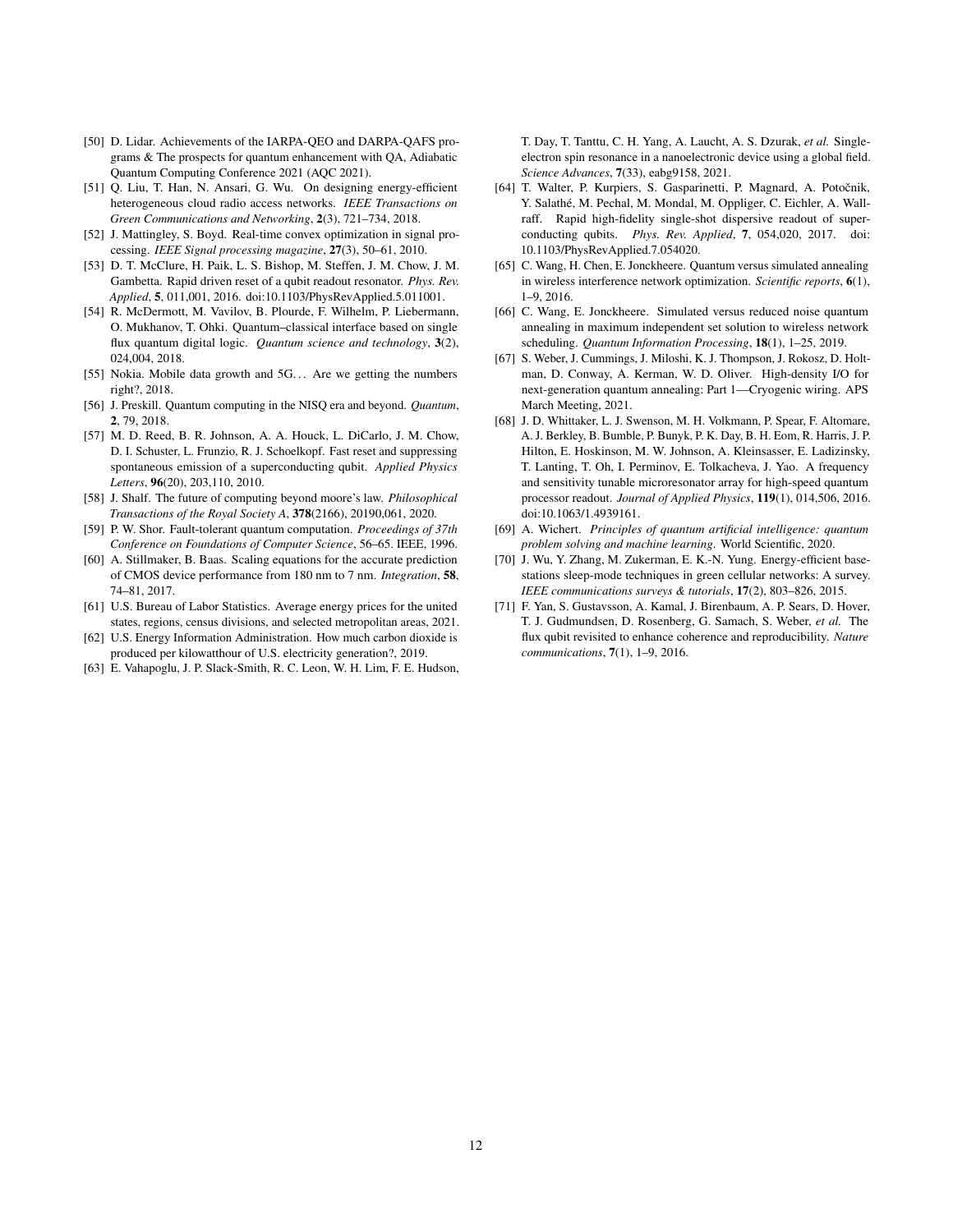[50] D. Lidar. Achievements of the IARPA-QEO and DARPA-QAFS programs & The prospects for quantum enhancement with QA, Adiabatic Quantum Computing Conference 2021 (AQC 2021).

[51] Q. Liu, T. Han, N. Ansari, G. Wu. On designing energy-efficient heterogeneous cloud radio access networks. *IEEE Transactions on Green Communications and Networking*, **2**(3), 721–734, 2018.

[52] J. Mattingley, S. Boyd. Real-time convex optimization in signal processing. *IEEE Signal processing magazine*, **27**(3), 50–61, 2010.

[53] D. T. McClure, H. Paik, L. S. Bishop, M. Steffen, J. M. Chow, J. M. Gambetta. Rapid driven reset of a qubit readout resonator. *Phys. Rev. Applied*, **5**, 011,001, 2016. doi:10.1103/PhysRevApplied.5.011001.

[54] R. McDermott, M. Vavilov, B. Plourde, F. Wilhelm, P. Liebermann, O. Mukhanov, T. Ohki. Quantum–classical interface based on single flux quantum digital logic. *Quantum science and technology*, **3**(2), 024,004, 2018.

[55] Nokia. Mobile data growth and 5G... Are we getting the numbers right?, 2018.

[56] J. Preskill. Quantum computing in the NISQ era and beyond. *Quantum*, **2**, 79, 2018.

[57] M. D. Reed, B. R. Johnson, A. A. Houck, L. DiCarlo, J. M. Chow, D. I. Schuster, L. Frunzio, R. J. Schoelkopf. Fast reset and suppressing spontaneous emission of a superconducting qubit. *Applied Physics Letters*, **96**(20), 203,110, 2010.

[58] J. Shalf. The future of computing beyond moore's law. *Philosophical Transactions of the Royal Society A*, **378**(2166), 20190,061, 2020.

[59] P. W. Shor. Fault-tolerant quantum computation. *Proceedings of 37th Conference on Foundations of Computer Science*, 56–65. IEEE, 1996.

[60] A. Stillmaker, B. Baas. Scaling equations for the accurate prediction of CMOS device performance from 180 nm to 7 nm. *Integration*, **58**, 74–81, 2017.

[61] U.S. Bureau of Labor Statistics. Average energy prices for the united states, regions, census divisions, and selected metropolitan areas, 2021.

[62] U.S. Energy Information Administration. How much carbon dioxide is produced per kilowatthour of U.S. electricity generation?, 2019.

[63] E. Vahapoglu, J. P. Slack-Smith, R. C. Leon, W. H. Lim, F. E. Hudson, T. Day, T. Tanttu, C. H. Yang, A. Laucht, A. S. Dzurak, *et al.* Single-electron spin resonance in a nanoelectronic device using a global field. *Science Advances*, **7**(33), eabg9158, 2021.

[64] T. Walter, P. Kurpiers, S. Gasparinetti, P. Magnard, A. Potočnik, Y. Salathé, M. Pechal, M. Mondal, M. Oppliger, C. Eichler, A. Wallraff. Rapid high-fidelity single-shot dispersive readout of superconducting qubits. *Phys. Rev. Applied*, **7**, 054,020, 2017. doi: 10.1103/PhysRevApplied.7.054020.

[65] C. Wang, H. Chen, E. Jonckheere. Quantum versus simulated annealing in wireless interference network optimization. *Scientific reports*, **6**(1), 1–9, 2016.

[66] C. Wang, E. Jonckheere. Simulated versus reduced noise quantum annealing in maximum independent set solution to wireless network scheduling. *Quantum Information Processing*, **18**(1), 1–25, 2019.

[67] S. Weber, J. Cummings, J. Miloshi, K. J. Thompson, J. Rokosz, D. Holtman, D. Conway, A. Kerman, W. D. Oliver. High-density I/O for next-generation quantum annealing: Part 1—Cryogenic wiring. APS March Meeting, 2021.

[68] J. D. Whittaker, L. J. Swenson, M. H. Volkmann, P. Spear, F. Altomare, A. J. Berkley, B. Bumble, P. Bunyk, P. K. Day, B. H. Eom, R. Harris, J. P. Hilton, E. Hoskinson, M. W. Johnson, A. Kleinsasser, E. Ladizinsky, T. Lanting, T. Oh, I. Perminov, E. Tolkacheva, J. Yao. A frequency and sensitivity tunable microresonator array for high-speed quantum processor readout. *Journal of Applied Physics*, **119**(1), 014,506, 2016. doi:10.1063/1.4939161.

[69] A. Wichert. *Principles of quantum artificial intelligence: quantum problem solving and machine learning*. World Scientific, 2020.

[70] J. Wu, Y. Zhang, M. Zukerman, E. K.-N. Yung. Energy-efficient base-stations sleep-mode techniques in green cellular networks: A survey. *IEEE communications surveys & tutorials*, **17**(2), 803–826, 2015.

[71] F. Yan, S. Gustavsson, A. Kamal, J. Birenbaum, A. P. Sears, D. Hover, T. J. Gudmundsen, D. Rosenberg, G. Samach, S. Weber, *et al.* The flux qubit revisited to enhance coherence and reproducibility. *Nature communications*, **7**(1), 1–9, 2016.